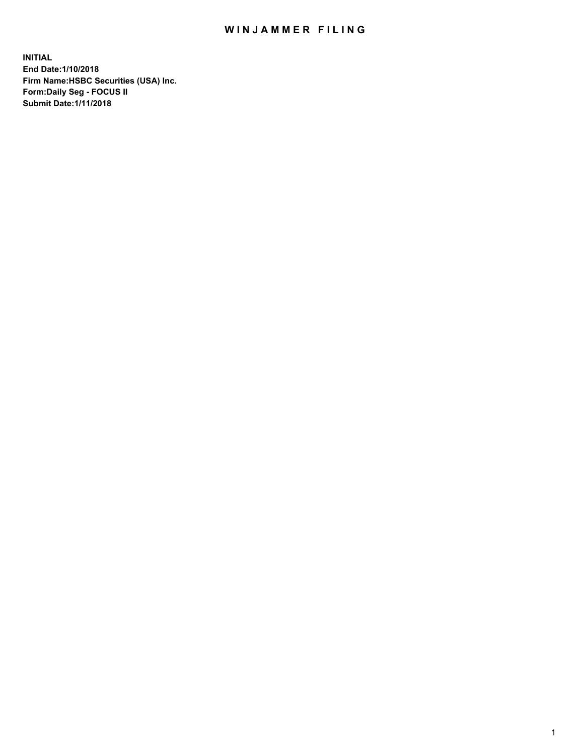# WINJAMMER FILING

**INITIAL**
**End Date:1/10/2018**
**Firm Name:HSBC Securities (USA) Inc.**
**Form:Daily Seg - FOCUS II**
**Submit Date:1/11/2018**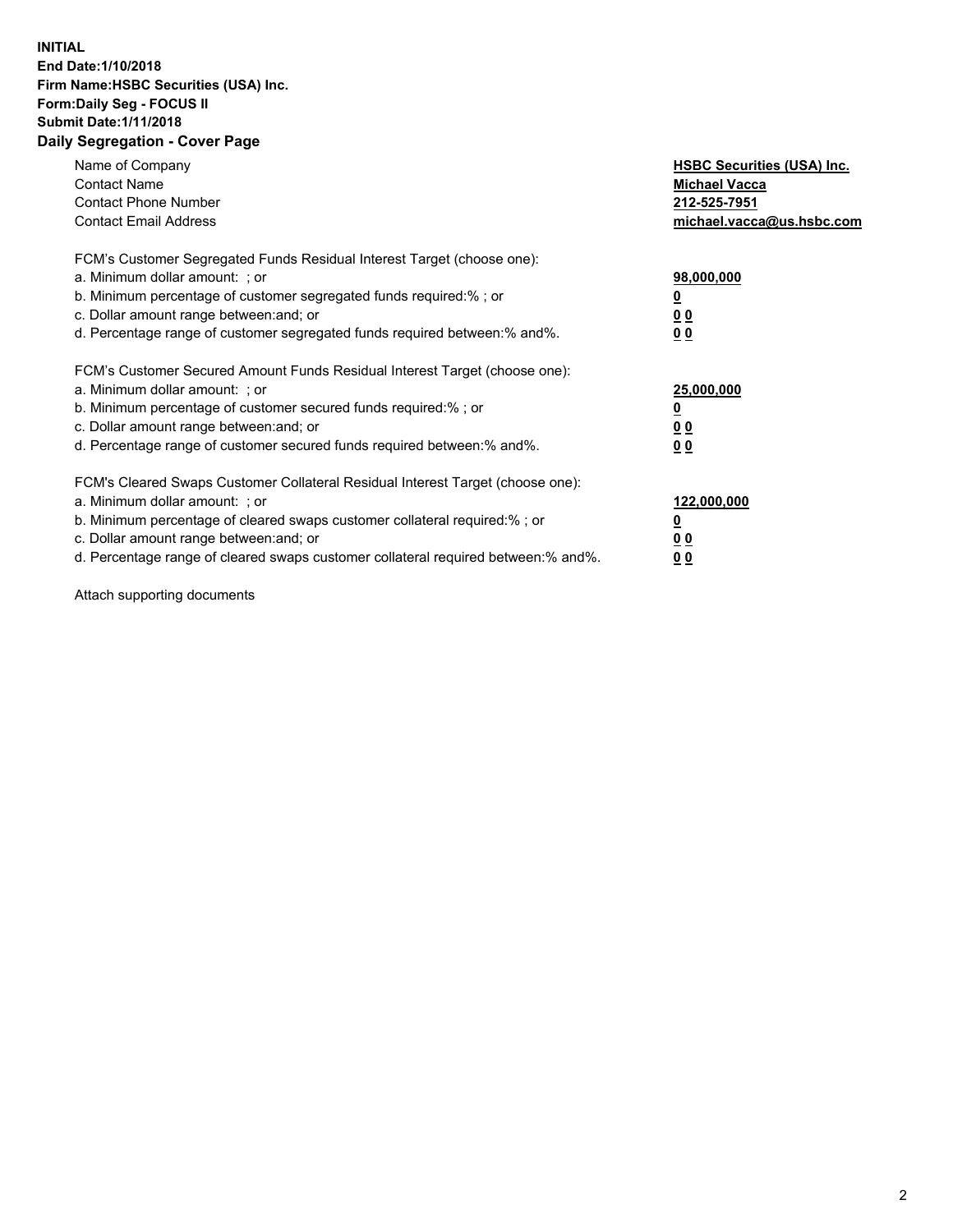**INITIAL**
**End Date:1/10/2018**
**Firm Name:HSBC Securities (USA) Inc.**
**Form:Daily Seg - FOCUS II**
**Submit Date:1/11/2018**

## Daily Segregation - Cover Page

| | |
|---|---|
| Name of Company | **HSBC Securities (USA) Inc.** |
| Contact Name | **Michael Vacca** |
| Contact Phone Number | **212-525-7951** |
| Contact Email Address | **michael.vacca@us.hsbc.com** |

| | |
|---|---|
| FCM's Customer Segregated Funds Residual Interest Target (choose one): | |
| a. Minimum dollar amount: ; or | **98,000,000** |
| b. Minimum percentage of customer segregated funds required:% ; or | **0** |
| c. Dollar amount range between:and; or | **0 0** |
| d. Percentage range of customer segregated funds required between:% and%. | **0 0** |

| | |
|---|---|
| FCM's Customer Secured Amount Funds Residual Interest Target (choose one): | |
| a. Minimum dollar amount: ; or | **25,000,000** |
| b. Minimum percentage of customer secured funds required:% ; or | **0** |
| c. Dollar amount range between:and; or | **0 0** |
| d. Percentage range of customer secured funds required between:% and%. | **0 0** |

| | |
|---|---|
| FCM's Cleared Swaps Customer Collateral Residual Interest Target (choose one): | |
| a. Minimum dollar amount: ; or | **122,000,000** |
| b. Minimum percentage of cleared swaps customer collateral required:% ; or | **0** |
| c. Dollar amount range between:and; or | **0 0** |
| d. Percentage range of cleared swaps customer collateral required between:% and%. | **0 0** |

Attach supporting documents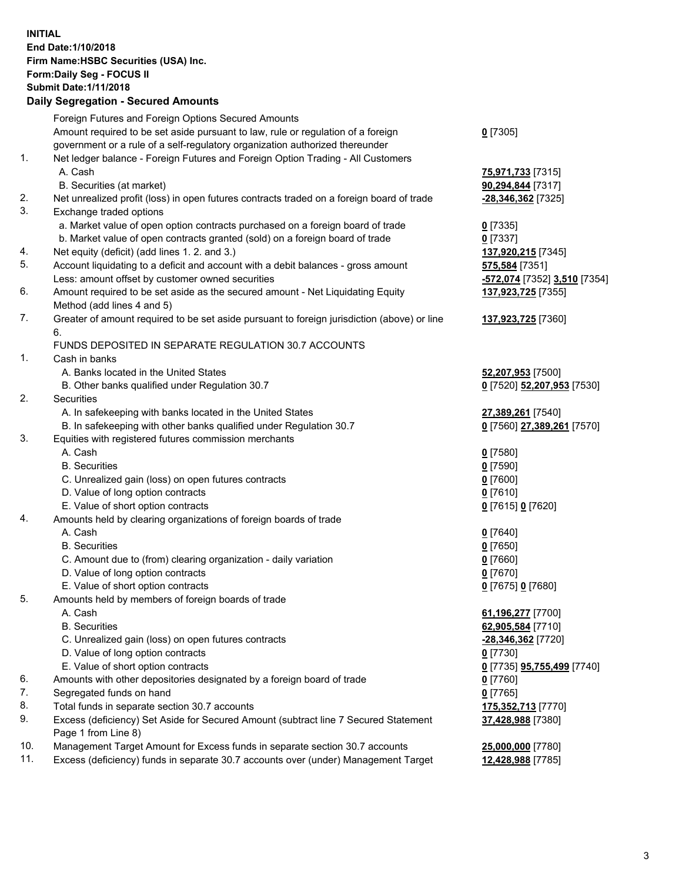**INITIAL**
**End Date:1/10/2018**
**Firm Name:HSBC Securities (USA) Inc.**
**Form:Daily Seg - FOCUS II**
**Submit Date:1/11/2018**

**Daily Segregation - Secured Amounts**

| | | |
|---|---|---|
| | Foreign Futures and Foreign Options Secured Amounts | |
| | Amount required to be set aside pursuant to law, rule or regulation of a foreign government or a rule of a self-regulatory organization authorized thereunder | **0** [7305] |
| 1. | Net ledger balance - Foreign Futures and Foreign Option Trading - All Customers | |
| | A. Cash | **75,971,733** [7315] |
| | B. Securities (at market) | **90,294,844** [7317] |
| 2. | Net unrealized profit (loss) in open futures contracts traded on a foreign board of trade | **-28,346,362** [7325] |
| 3. | Exchange traded options | |
| | a. Market value of open option contracts purchased on a foreign board of trade | **0** [7335] |
| | b. Market value of open contracts granted (sold) on a foreign board of trade | **0** [7337] |
| 4. | Net equity (deficit) (add lines 1. 2. and 3.) | **137,920,215** [7345] |
| 5. | Account liquidating to a deficit and account with a debit balances - gross amount | **575,584** [7351] |
| | Less: amount offset by customer owned securities | **-572,074** [7352] **3,510** [7354] |
| 6. | Amount required to be set aside as the secured amount - Net Liquidating Equity Method (add lines 4 and 5) | **137,923,725** [7355] |
| 7. | Greater of amount required to be set aside pursuant to foreign jurisdiction (above) or line 6. | **137,923,725** [7360] |
| | FUNDS DEPOSITED IN SEPARATE REGULATION 30.7 ACCOUNTS | |
| 1. | Cash in banks | |
| | A. Banks located in the United States | **52,207,953** [7500] |
| | B. Other banks qualified under Regulation 30.7 | **0** [7520] **52,207,953** [7530] |
| 2. | Securities | |
| | A. In safekeeping with banks located in the United States | **27,389,261** [7540] |
| | B. In safekeeping with other banks qualified under Regulation 30.7 | **0** [7560] **27,389,261** [7570] |
| 3. | Equities with registered futures commission merchants | |
| | A. Cash | **0** [7580] |
| | B. Securities | **0** [7590] |
| | C. Unrealized gain (loss) on open futures contracts | **0** [7600] |
| | D. Value of long option contracts | **0** [7610] |
| | E. Value of short option contracts | **0** [7615] **0** [7620] |
| 4. | Amounts held by clearing organizations of foreign boards of trade | |
| | A. Cash | **0** [7640] |
| | B. Securities | **0** [7650] |
| | C. Amount due to (from) clearing organization - daily variation | **0** [7660] |
| | D. Value of long option contracts | **0** [7670] |
| | E. Value of short option contracts | **0** [7675] **0** [7680] |
| 5. | Amounts held by members of foreign boards of trade | |
| | A. Cash | **61,196,277** [7700] |
| | B. Securities | **62,905,584** [7710] |
| | C. Unrealized gain (loss) on open futures contracts | **-28,346,362** [7720] |
| | D. Value of long option contracts | **0** [7730] |
| | E. Value of short option contracts | **0** [7735] **95,755,499** [7740] |
| 6. | Amounts with other depositories designated by a foreign board of trade | **0** [7760] |
| 7. | Segregated funds on hand | **0** [7765] |
| 8. | Total funds in separate section 30.7 accounts | **175,352,713** [7770] |
| 9. | Excess (deficiency) Set Aside for Secured Amount (subtract line 7 Secured Statement Page 1 from Line 8) | **37,428,988** [7380] |
| 10. | Management Target Amount for Excess funds in separate section 30.7 accounts | **25,000,000** [7780] |
| 11. | Excess (deficiency) funds in separate 30.7 accounts over (under) Management Target | **12,428,988** [7785] |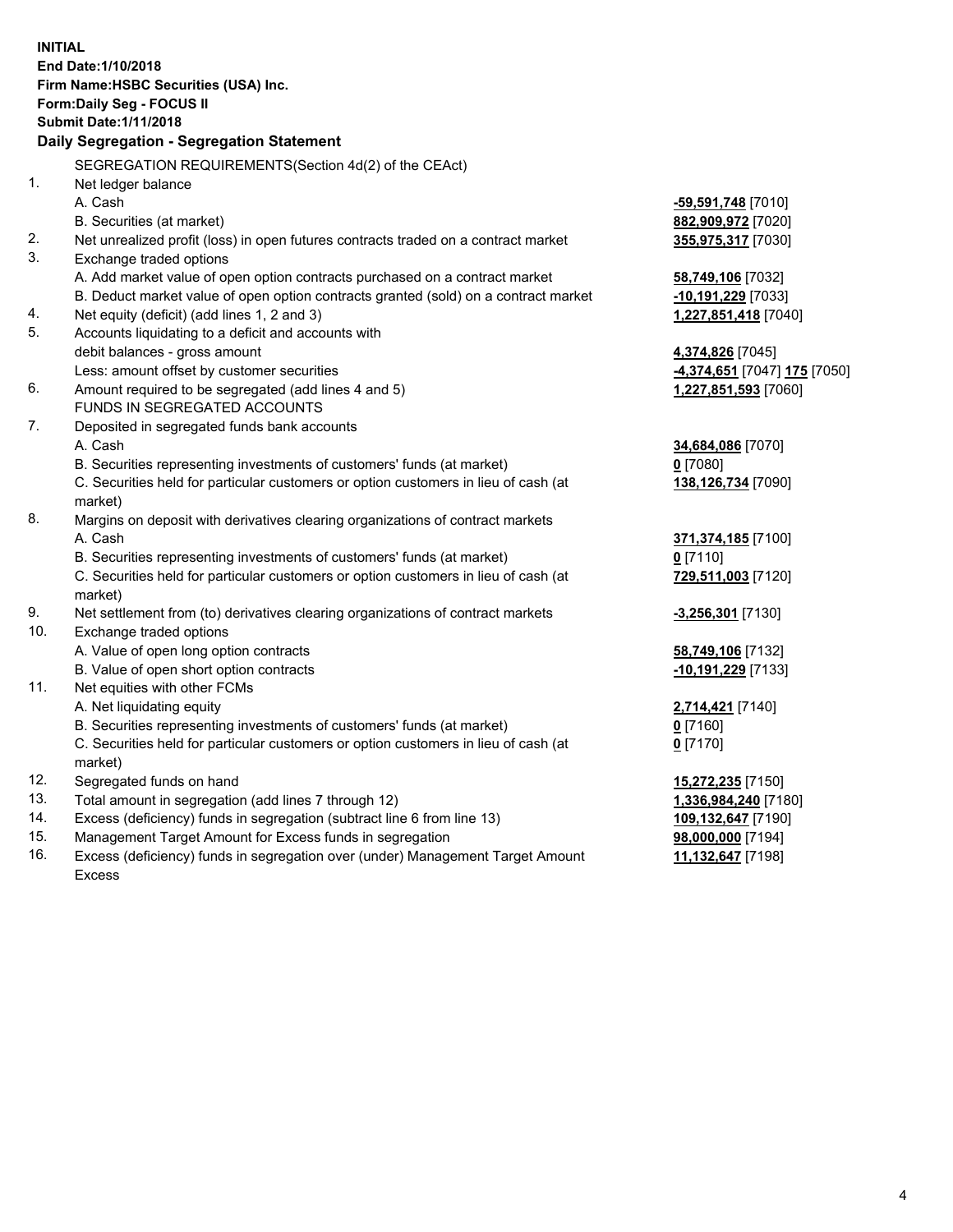**INITIAL**
**End Date:1/10/2018**
**Firm Name:HSBC Securities (USA) Inc.**
**Form:Daily Seg - FOCUS II**
**Submit Date:1/11/2018**

**Daily Segregation - Segregation Statement**

SEGREGATION REQUIREMENTS(Section 4d(2) of the CEAct)

| | | |
|---|---|---|
| 1. | Net ledger balance | |
| | A. Cash | **-59,591,748** [7010] |
| | B. Securities (at market) | **882,909,972** [7020] |
| 2. | Net unrealized profit (loss) in open futures contracts traded on a contract market | **355,975,317** [7030] |
| 3. | Exchange traded options | |
| | A. Add market value of open option contracts purchased on a contract market | **58,749,106** [7032] |
| | B. Deduct market value of open option contracts granted (sold) on a contract market | **-10,191,229** [7033] |
| 4. | Net equity (deficit) (add lines 1, 2 and 3) | **1,227,851,418** [7040] |
| 5. | Accounts liquidating to a deficit and accounts with | |
| | debit balances - gross amount | **4,374,826** [7045] |
| | Less: amount offset by customer securities | **-4,374,651** [7047] **175** [7050] |
| 6. | Amount required to be segregated (add lines 4 and 5) | **1,227,851,593** [7060] |
| | FUNDS IN SEGREGATED ACCOUNTS | |
| 7. | Deposited in segregated funds bank accounts | |
| | A. Cash | **34,684,086** [7070] |
| | B. Securities representing investments of customers' funds (at market) | **0** [7080] |
| | C. Securities held for particular customers or option customers in lieu of cash (at market) | **138,126,734** [7090] |
| 8. | Margins on deposit with derivatives clearing organizations of contract markets | |
| | A. Cash | **371,374,185** [7100] |
| | B. Securities representing investments of customers' funds (at market) | **0** [7110] |
| | C. Securities held for particular customers or option customers in lieu of cash (at market) | **729,511,003** [7120] |
| 9. | Net settlement from (to) derivatives clearing organizations of contract markets | **-3,256,301** [7130] |
| 10. | Exchange traded options | |
| | A. Value of open long option contracts | **58,749,106** [7132] |
| | B. Value of open short option contracts | **-10,191,229** [7133] |
| 11. | Net equities with other FCMs | |
| | A. Net liquidating equity | **2,714,421** [7140] |
| | B. Securities representing investments of customers' funds (at market) | **0** [7160] |
| | C. Securities held for particular customers or option customers in lieu of cash (at market) | **0** [7170] |
| 12. | Segregated funds on hand | **15,272,235** [7150] |
| 13. | Total amount in segregation (add lines 7 through 12) | **1,336,984,240** [7180] |
| 14. | Excess (deficiency) funds in segregation (subtract line 6 from line 13) | **109,132,647** [7190] |
| 15. | Management Target Amount for Excess funds in segregation | **98,000,000** [7194] |
| 16. | Excess (deficiency) funds in segregation over (under) Management Target Amount Excess | **11,132,647** [7198] |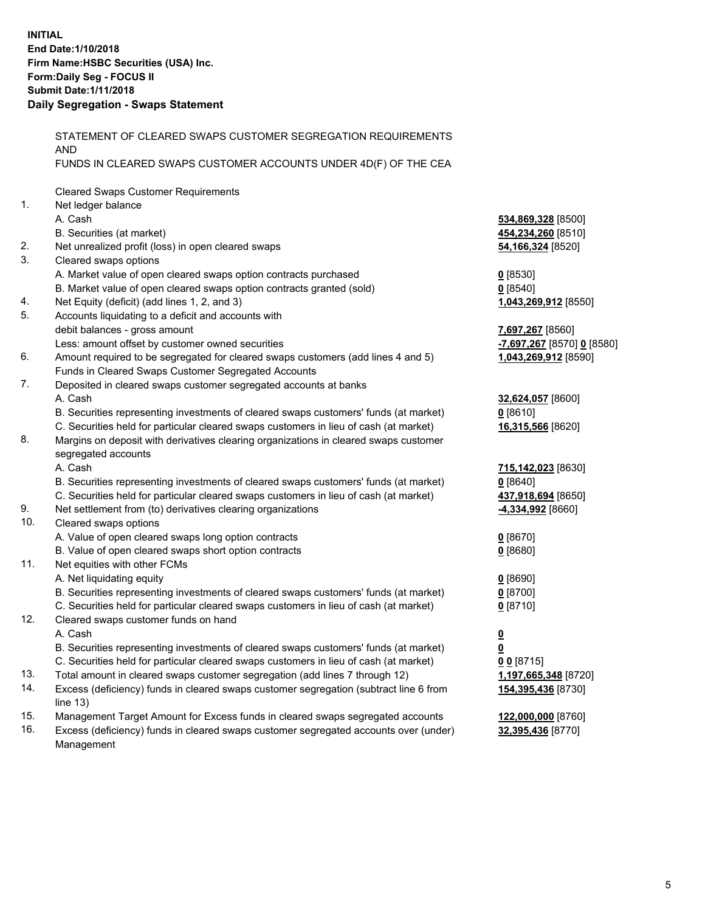**INITIAL**
**End Date:1/10/2018**
**Firm Name:HSBC Securities (USA) Inc.**
**Form:Daily Seg - FOCUS II**
**Submit Date:1/11/2018**
**Daily Segregation - Swaps Statement**

STATEMENT OF CLEARED SWAPS CUSTOMER SEGREGATION REQUIREMENTS AND FUNDS IN CLEARED SWAPS CUSTOMER ACCOUNTS UNDER 4D(F) OF THE CEA

| | | |
|---|---|---|
| | Cleared Swaps Customer Requirements | |
| 1. | Net ledger balance | |
| | A. Cash | **534,869,328** [8500] |
| | B. Securities (at market) | **454,234,260** [8510] |
| 2. | Net unrealized profit (loss) in open cleared swaps | **54,166,324** [8520] |
| 3. | Cleared swaps options | |
| | A. Market value of open cleared swaps option contracts purchased | **0** [8530] |
| | B. Market value of open cleared swaps option contracts granted (sold) | **0** [8540] |
| 4. | Net Equity (deficit) (add lines 1, 2, and 3) | **1,043,269,912** [8550] |
| 5. | Accounts liquidating to a deficit and accounts with debit balances - gross amount | **7,697,267** [8560] |
| | Less: amount offset by customer owned securities | **-7,697,267** [8570] **0** [8580] |
| 6. | Amount required to be segregated for cleared swaps customers (add lines 4 and 5) | **1,043,269,912** [8590] |
| | Funds in Cleared Swaps Customer Segregated Accounts | |
| 7. | Deposited in cleared swaps customer segregated accounts at banks | |
| | A. Cash | **32,624,057** [8600] |
| | B. Securities representing investments of cleared swaps customers' funds (at market) | **0** [8610] |
| | C. Securities held for particular cleared swaps customers in lieu of cash (at market) | **16,315,566** [8620] |
| 8. | Margins on deposit with derivatives clearing organizations in cleared swaps customer segregated accounts | |
| | A. Cash | **715,142,023** [8630] |
| | B. Securities representing investments of cleared swaps customers' funds (at market) | **0** [8640] |
| | C. Securities held for particular cleared swaps customers in lieu of cash (at market) | **437,918,694** [8650] |
| 9. | Net settlement from (to) derivatives clearing organizations | **-4,334,992** [8660] |
| 10. | Cleared swaps options | |
| | A. Value of open cleared swaps long option contracts | **0** [8670] |
| | B. Value of open cleared swaps short option contracts | **0** [8680] |
| 11. | Net equities with other FCMs | |
| | A. Net liquidating equity | **0** [8690] |
| | B. Securities representing investments of cleared swaps customers' funds (at market) | **0** [8700] |
| | C. Securities held for particular cleared swaps customers in lieu of cash (at market) | **0** [8710] |
| 12. | Cleared swaps customer funds on hand | |
| | A. Cash | **0** |
| | B. Securities representing investments of cleared swaps customers' funds (at market) | **0** |
| | C. Securities held for particular cleared swaps customers in lieu of cash (at market) | **0** **0** [8715] |
| 13. | Total amount in cleared swaps customer segregation (add lines 7 through 12) | **1,197,665,348** [8720] |
| 14. | Excess (deficiency) funds in cleared swaps customer segregation (subtract line 6 from line 13) | **154,395,436** [8730] |
| 15. | Management Target Amount for Excess funds in cleared swaps segregated accounts | **122,000,000** [8760] |
| 16. | Excess (deficiency) funds in cleared swaps customer segregated accounts over (under) Management | **32,395,436** [8770] |